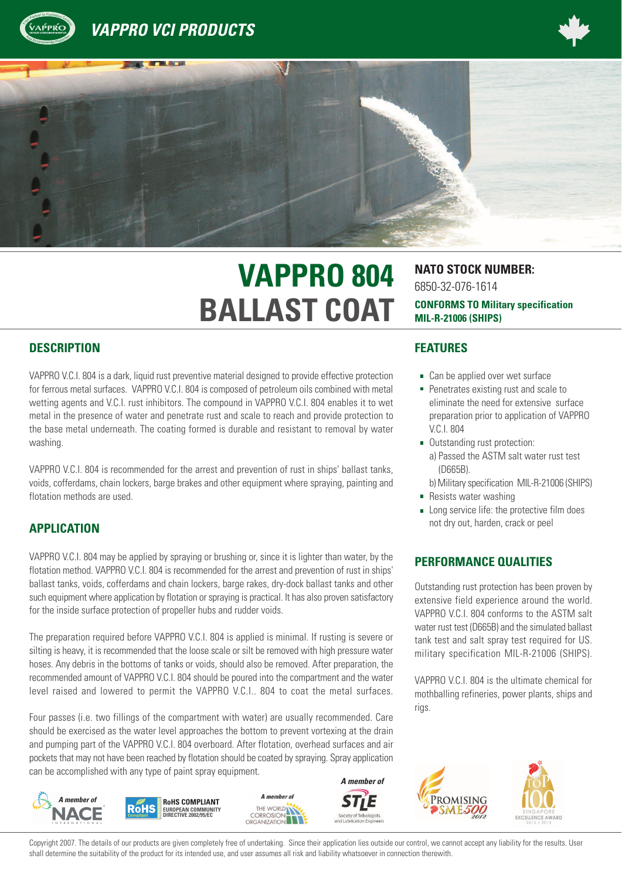# VAPPRO VCI PRODUCTS

# VAPPRO 804 BALLAST COAT

**NATO STOCK NUMBER:**
6850-32-076-1614

**CONFORMS TO Military specification MIL-R-21006 (SHIPS)**

## DESCRIPTION

VAPPRO V.C.I. 804 is a dark, liquid rust preventive material designed to provide effective protection for ferrous metal surfaces. VAPPRO V.C.I. 804 is composed of petroleum oils combined with metal wetting agents and V.C.I. rust inhibitors. The compound in VAPPRO V.C.I. 804 enables it to wet metal in the presence of water and penetrate rust and scale to reach and provide protection to the base metal underneath. The coating formed is durable and resistant to removal by water washing.

VAPPRO V.C.I. 804 is recommended for the arrest and prevention of rust in ships' ballast tanks, voids, cofferdams, chain lockers, barge brakes and other equipment where spraying, painting and flotation methods are used.

## APPLICATION

VAPPRO V.C.I. 804 may be applied by spraying or brushing or, since it is lighter than water, by the flotation method. VAPPRO V.C.I. 804 is recommended for the arrest and prevention of rust in ships' ballast tanks, voids, cofferdams and chain lockers, barge rakes, dry-dock ballast tanks and other such equipment where application by flotation or spraying is practical. It has also proven satisfactory for the inside surface protection of propeller hubs and rudder voids.

The preparation required before VAPPRO V.C.I. 804 is applied is minimal. If rusting is severe or silting is heavy, it is recommended that the loose scale or silt be removed with high pressure water hoses. Any debris in the bottoms of tanks or voids, should also be removed. After preparation, the recommended amount of VAPPRO V.C.I. 804 should be poured into the compartment and the water level raised and lowered to permit the VAPPRO V.C.I.. 804 to coat the metal surfaces.

Four passes (i.e. two fillings of the compartment with water) are usually recommended. Care should be exercised as the water level approaches the bottom to prevent vortexing at the drain and pumping part of the VAPPRO V.C.I. 804 overboard. After flotation, overhead surfaces and air pockets that may not have been reached by flotation should be coated by spraying. Spray application can be accomplished with any type of paint spray equipment.

## FEATURES

- Can be applied over wet surface
- Penetrates existing rust and scale to eliminate the need for extensive surface preparation prior to application of VAPPRO V.C.I. 804
- Outstanding rust protection:
  a) Passed the ASTM salt water rust test (D665B).
  b) Military specification MIL-R-21006 (SHIPS)
- Resists water washing
- Long service life: the protective film does not dry out, harden, crack or peel

## PERFORMANCE QUALITIES

Outstanding rust protection has been proven by extensive field experience around the world. VAPPRO V.C.I. 804 conforms to the ASTM salt water rust test (D665B) and the simulated ballast tank test and salt spray test required for US. military specification MIL-R-21006 (SHIPS).

VAPPRO V.C.I. 804 is the ultimate chemical for mothballing refineries, power plants, ships and rigs.

A member of NACE International | RoHS COMPLIANT EUROPEAN COMMUNITY DIRECTIVE 2002/95/EC | A member of The World Corrosion Organization | A member of STLE Society of Tribologists and Lubrication Engineers | Promising SME500 2012 | Singapore Top 100 Excellence Award 2012 / 2013

Copyright 2007. The details of our products are given completely free of undertaking. Since their application lies outside our control, we cannot accept any liability for the results. User shall determine the suitability of the product for its intended use, and user assumes all risk and liability whatsoever in connection therewith.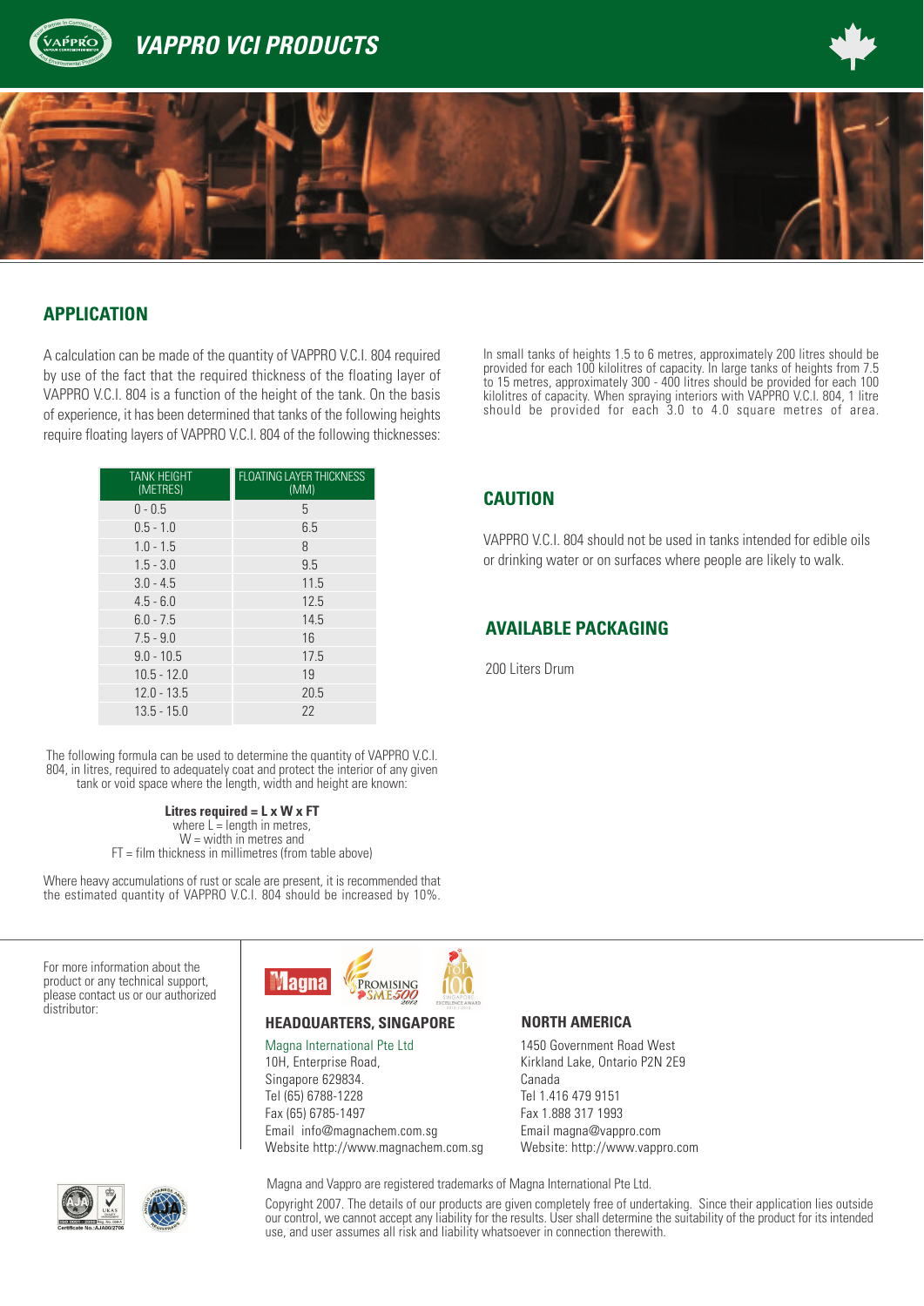## APPLICATION

A calculation can be made of the quantity of VAPPRO V.C.I. 804 required by use of the fact that the required thickness of the floating layer of VAPPRO V.C.I. 804 is a function of the height of the tank. On the basis of experience, it has been determined that tanks of the following heights require floating layers of VAPPRO V.C.I. 804 of the following thicknesses:

| TANK HEIGHT (METRES) | FLOATING LAYER THICKNESS (MM) |
|---|---|
| 0 - 0.5 | 5 |
| 0.5 - 1.0 | 6.5 |
| 1.0 - 1.5 | 8 |
| 1.5 - 3.0 | 9.5 |
| 3.0 - 4.5 | 11.5 |
| 4.5 - 6.0 | 12.5 |
| 6.0 - 7.5 | 14.5 |
| 7.5 - 9.0 | 16 |
| 9.0 - 10.5 | 17.5 |
| 10.5 - 12.0 | 19 |
| 12.0 - 13.5 | 20.5 |
| 13.5 - 15.0 | 22 |

The following formula can be used to determine the quantity of VAPPRO V.C.I. 804, in litres, required to adequately coat and protect the interior of any given tank or void space where the length, width and height are known:

**Litres required = L x W x FT**
where L = length in metres,
W = width in metres and
FT = film thickness in millimetres (from table above)

Where heavy accumulations of rust or scale are present, it is recommended that the estimated quantity of VAPPRO V.C.I. 804 should be increased by 10%.

In small tanks of heights 1.5 to 6 metres, approximately 200 litres should be provided for each 100 kilolitres of capacity. In large tanks of heights from 7.5 to 15 metres, approximately 300 - 400 litres should be provided for each 100 kilolitres of capacity. When spraying interiors with VAPPRO V.C.I. 804, 1 litre should be provided for each 3.0 to 4.0 square metres of area.

## CAUTION

VAPPRO V.C.I. 804 should not be used in tanks intended for edible oils or drinking water or on surfaces where people are likely to walk.

## AVAILABLE PACKAGING

200 Liters Drum

For more information about the product or any technical support, please contact us or our authorized distributor:

### HEADQUARTERS, SINGAPORE

Magna International Pte Ltd
10H, Enterprise Road,
Singapore 629834.
Tel (65) 6788-1228
Fax (65) 6785-1497
Email info@magnachem.com.sg
Website http://www.magnachem.com.sg

### NORTH AMERICA

1450 Government Road West
Kirkland Lake, Ontario P2N 2E9
Canada
Tel 1.416 479 9151
Fax 1.888 317 1993
Email magna@vappro.com
Website: http://www.vappro.com

Magna and Vappro are registered trademarks of Magna International Pte Ltd.

Copyright 2007. The details of our products are given completely free of undertaking. Since their application lies outside our control, we cannot accept any liability for the results. User shall determine the suitability of the product for its intended use, and user assumes all risk and liability whatsoever in connection therewith.